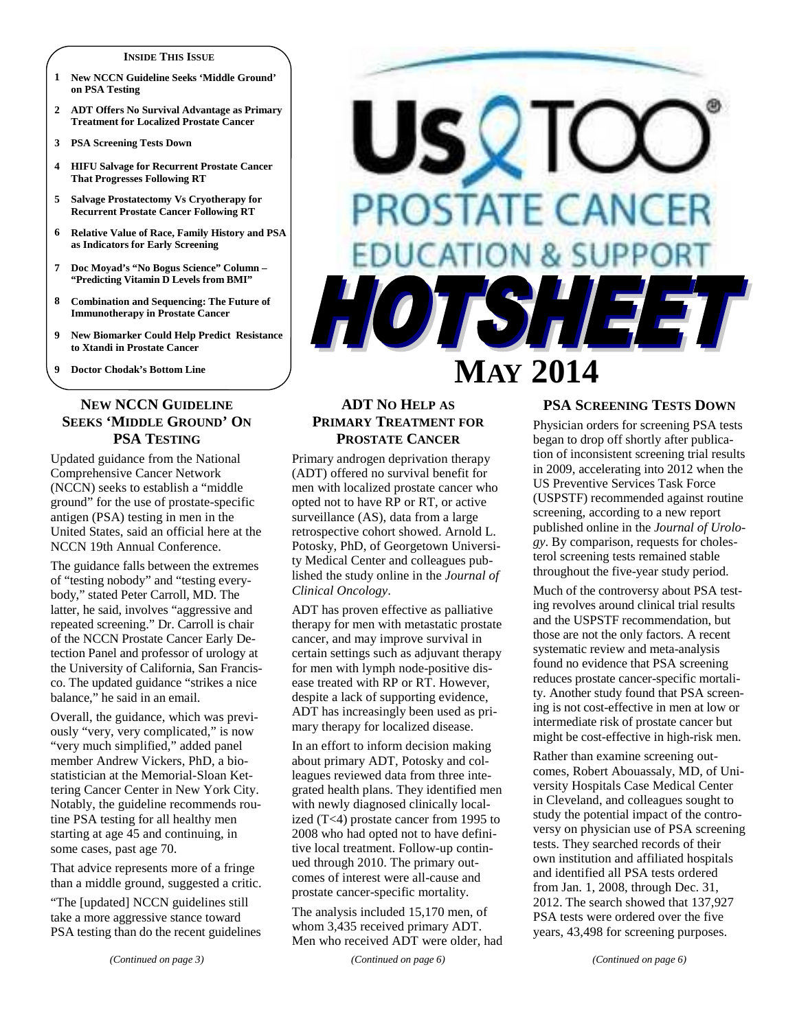**INSIDE THIS ISSUE**

1. New NCCN Guideline Seeks 'Middle Ground' on PSA Testing
2. ADT Offers No Survival Advantage as Primary Treatment for Localized Prostate Cancer
3. PSA Screening Tests Down
4. HIFU Salvage for Recurrent Prostate Cancer That Progresses Following RT
5. Salvage Prostatectomy Vs Cryotherapy for Recurrent Prostate Cancer Following RT
6. Relative Value of Race, Family History and PSA as Indicators for Early Screening
7. Doc Moyad's "No Bogus Science" Column – "Predicting Vitamin D Levels from BMI"
8. Combination and Sequencing: The Future of Immunotherapy in Prostate Cancer
9. New Biomarker Could Help Predict Resistance to Xtandi in Prostate Cancer
9. Doctor Chodak's Bottom Line

# Us TOO® PROSTATE CANCER EDUCATION & SUPPORT HOTSHEET

## MAY 2014

## NEW NCCN GUIDELINE SEEKS 'MIDDLE GROUND' ON PSA TESTING

Updated guidance from the National Comprehensive Cancer Network (NCCN) seeks to establish a "middle ground" for the use of prostate-specific antigen (PSA) testing in men in the United States, said an official here at the NCCN 19th Annual Conference.

The guidance falls between the extremes of "testing nobody" and "testing everybody," stated Peter Carroll, MD. The latter, he said, involves "aggressive and repeated screening." Dr. Carroll is chair of the NCCN Prostate Cancer Early Detection Panel and professor of urology at the University of California, San Francisco. The updated guidance "strikes a nice balance," he said in an email.

Overall, the guidance, which was previously "very, very complicated," is now "very much simplified," added panel member Andrew Vickers, PhD, a biostatistician at the Memorial-Sloan Kettering Cancer Center in New York City. Notably, the guideline recommends routine PSA testing for all healthy men starting at age 45 and continuing, in some cases, past age 70.

That advice represents more of a fringe than a middle ground, suggested a critic.

"The [updated] NCCN guidelines still take a more aggressive stance toward PSA testing than do the recent guidelines

*(Continued on page 3)*

## ADT NO HELP AS PRIMARY TREATMENT FOR PROSTATE CANCER

Primary androgen deprivation therapy (ADT) offered no survival benefit for men with localized prostate cancer who opted not to have RP or RT, or active surveillance (AS), data from a large retrospective cohort showed. Arnold L. Potosky, PhD, of Georgetown University Medical Center and colleagues published the study online in the *Journal of Clinical Oncology*.

ADT has proven effective as palliative therapy for men with metastatic prostate cancer, and may improve survival in certain settings such as adjuvant therapy for men with lymph node-positive disease treated with RP or RT. However, despite a lack of supporting evidence, ADT has increasingly been used as primary therapy for localized disease.

In an effort to inform decision making about primary ADT, Potosky and colleagues reviewed data from three integrated health plans. They identified men with newly diagnosed clinically localized (T<4) prostate cancer from 1995 to 2008 who had opted not to have definitive local treatment. Follow-up continued through 2010. The primary outcomes of interest were all-cause and prostate cancer-specific mortality.

The analysis included 15,170 men, of whom 3,435 received primary ADT. Men who received ADT were older, had

*(Continued on page 6)*

## PSA SCREENING TESTS DOWN

Physician orders for screening PSA tests began to drop off shortly after publication of inconsistent screening trial results in 2009, accelerating into 2012 when the US Preventive Services Task Force (USPSTF) recommended against routine screening, according to a new report published online in the *Journal of Urology*. By comparison, requests for cholesterol screening tests remained stable throughout the five-year study period.

Much of the controversy about PSA testing revolves around clinical trial results and the USPSTF recommendation, but those are not the only factors. A recent systematic review and meta-analysis found no evidence that PSA screening reduces prostate cancer-specific mortality. Another study found that PSA screening is not cost-effective in men at low or intermediate risk of prostate cancer but might be cost-effective in high-risk men.

Rather than examine screening outcomes, Robert Abouassaly, MD, of University Hospitals Case Medical Center in Cleveland, and colleagues sought to study the potential impact of the controversy on physician use of PSA screening tests. They searched records of their own institution and affiliated hospitals and identified all PSA tests ordered from Jan. 1, 2008, through Dec. 31, 2012. The search showed that 137,927 PSA tests were ordered over the five years, 43,498 for screening purposes.

*(Continued on page 6)*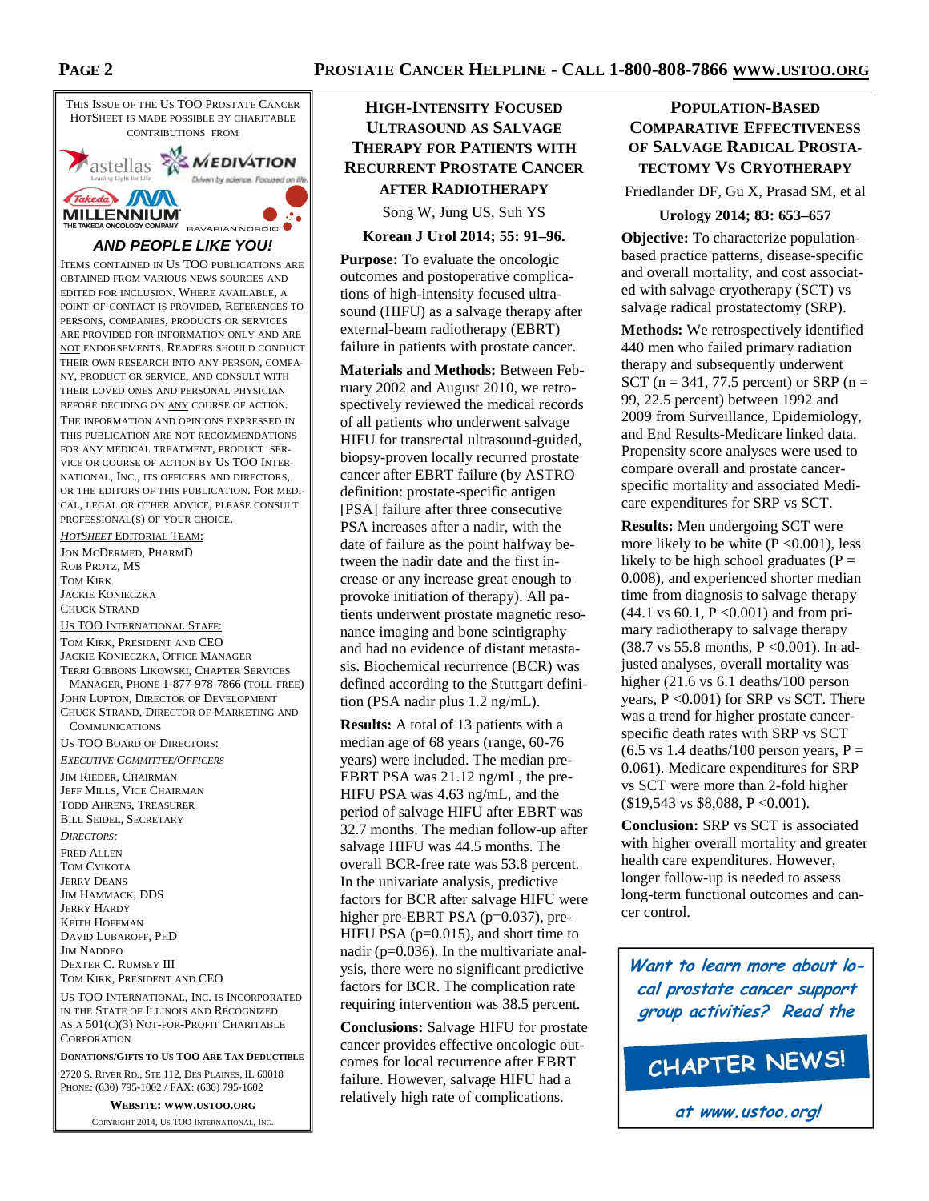This Issue of the Us TOO Prostate Cancer HotSheet is made possible by charitable contributions from

astellas, Medivation, Takeda Millennium, Bavarian Nordic

***AND PEOPLE LIKE YOU!***

Items contained in Us TOO publications are obtained from various news sources and edited for inclusion. Where available, a point-of-contact is provided. References to persons, companies, products or services are provided for information only and are NOT endorsements. Readers should conduct their own research into any person, company, product or service, and consult with their loved ones and personal physician before deciding on ANY course of action.

The information and opinions expressed in this publication are not recommendations for any medical treatment, product service or course of action by Us TOO International, Inc., its officers and directors, or the editors of this publication. For medical, legal or other advice, please consult professional(s) of your choice.

*HotSheet* Editorial Team:

Jon McDermed, PharmD
Rob Protz, MS
Tom Kirk
Jackie Konieczka
Chuck Strand

Us TOO International Staff:

Tom Kirk, President and CEO
Jackie Konieczka, Office Manager
Terri Gibbons Likowski, Chapter Services Manager, Phone 1-877-978-7866 (toll-free)
John Lupton, Director of Development
Chuck Strand, Director of Marketing and Communications

Us TOO Board of Directors:

*Executive Committee/Officers*

Jim Rieder, Chairman
Jeff Mills, Vice Chairman
Todd Ahrens, Treasurer
Bill Seidel, Secretary

*Directors:*

Fred Allen
Tom Cvikota
Jerry Deans
Jim Hammack, DDS
Jerry Hardy
Keith Hoffman
David Lubaroff, PhD
Jim Naddeo
Dexter C. Rumsey III
Tom Kirk, President and CEO

Us TOO International, Inc. is incorporated in the State of Illinois and recognized as a 501(c)(3) not-for-profit charitable corporation

**Donations/Gifts to Us TOO Are Tax Deductible**

2720 S. River Rd., Ste 112, Des Plaines, IL 60018
Phone: (630) 795-1002 / Fax: (630) 795-1602

**Website: www.ustoo.org**

Copyright 2014, Us TOO International, Inc.

## High-Intensity Focused Ultrasound as Salvage Therapy for Patients with Recurrent Prostate Cancer after Radiotherapy

Song W, Jung US, Suh YS

**Korean J Urol 2014; 55: 91–96.**

**Purpose:** To evaluate the oncologic outcomes and postoperative complications of high-intensity focused ultrasound (HIFU) as a salvage therapy after external-beam radiotherapy (EBRT) failure in patients with prostate cancer.

**Materials and Methods:** Between February 2002 and August 2010, we retrospectively reviewed the medical records of all patients who underwent salvage HIFU for transrectal ultrasound-guided, biopsy-proven locally recurred prostate cancer after EBRT failure (by ASTRO definition: prostate-specific antigen [PSA] failure after three consecutive PSA increases after a nadir, with the date of failure as the point halfway between the nadir date and the first increase or any increase great enough to provoke initiation of therapy). All patients underwent prostate magnetic resonance imaging and bone scintigraphy and had no evidence of distant metastasis. Biochemical recurrence (BCR) was defined according to the Stuttgart definition (PSA nadir plus 1.2 ng/mL).

**Results:** A total of 13 patients with a median age of 68 years (range, 60-76 years) were included. The median pre-EBRT PSA was 21.12 ng/mL, the pre-HIFU PSA was 4.63 ng/mL, and the period of salvage HIFU after EBRT was 32.7 months. The median follow-up after salvage HIFU was 44.5 months. The overall BCR-free rate was 53.8 percent. In the univariate analysis, predictive factors for BCR after salvage HIFU were higher pre-EBRT PSA (p=0.037), pre-HIFU PSA (p=0.015), and short time to nadir (p=0.036). In the multivariate analysis, there were no significant predictive factors for BCR. The complication rate requiring intervention was 38.5 percent.

**Conclusions:** Salvage HIFU for prostate cancer provides effective oncologic outcomes for local recurrence after EBRT failure. However, salvage HIFU had a relatively high rate of complications.

## Population-Based Comparative Effectiveness of Salvage Radical Prostatectomy Vs Cryotherapy

Friedlander DF, Gu X, Prasad SM, et al

**Urology 2014; 83: 653–657**

**Objective:** To characterize population-based practice patterns, disease-specific and overall mortality, and cost associated with salvage cryotherapy (SCT) vs salvage radical prostatectomy (SRP).

**Methods:** We retrospectively identified 440 men who failed primary radiation therapy and subsequently underwent SCT (n = 341, 77.5 percent) or SRP (n = 99, 22.5 percent) between 1992 and 2009 from Surveillance, Epidemiology, and End Results-Medicare linked data. Propensity score analyses were used to compare overall and prostate cancer-specific mortality and associated Medicare expenditures for SRP vs SCT.

**Results:** Men undergoing SCT were more likely to be white (P <0.001), less likely to be high school graduates (P = 0.008), and experienced shorter median time from diagnosis to salvage therapy (44.1 vs 60.1, P <0.001) and from primary radiotherapy to salvage therapy (38.7 vs 55.8 months, P <0.001). In adjusted analyses, overall mortality was higher (21.6 vs 6.1 deaths/100 person years, P <0.001) for SRP vs SCT. There was a trend for higher prostate cancer-specific death rates with SRP vs SCT (6.5 vs 1.4 deaths/100 person years, P = 0.061). Medicare expenditures for SRP vs SCT were more than 2-fold higher ($19,543 vs $8,088, P <0.001).

**Conclusion:** SRP vs SCT is associated with higher overall mortality and greater health care expenditures. However, longer follow-up is needed to assess long-term functional outcomes and cancer control.

***Want to learn more about local prostate cancer support group activities? Read the***

**CHAPTER NEWS!**

***at www.ustoo.org!***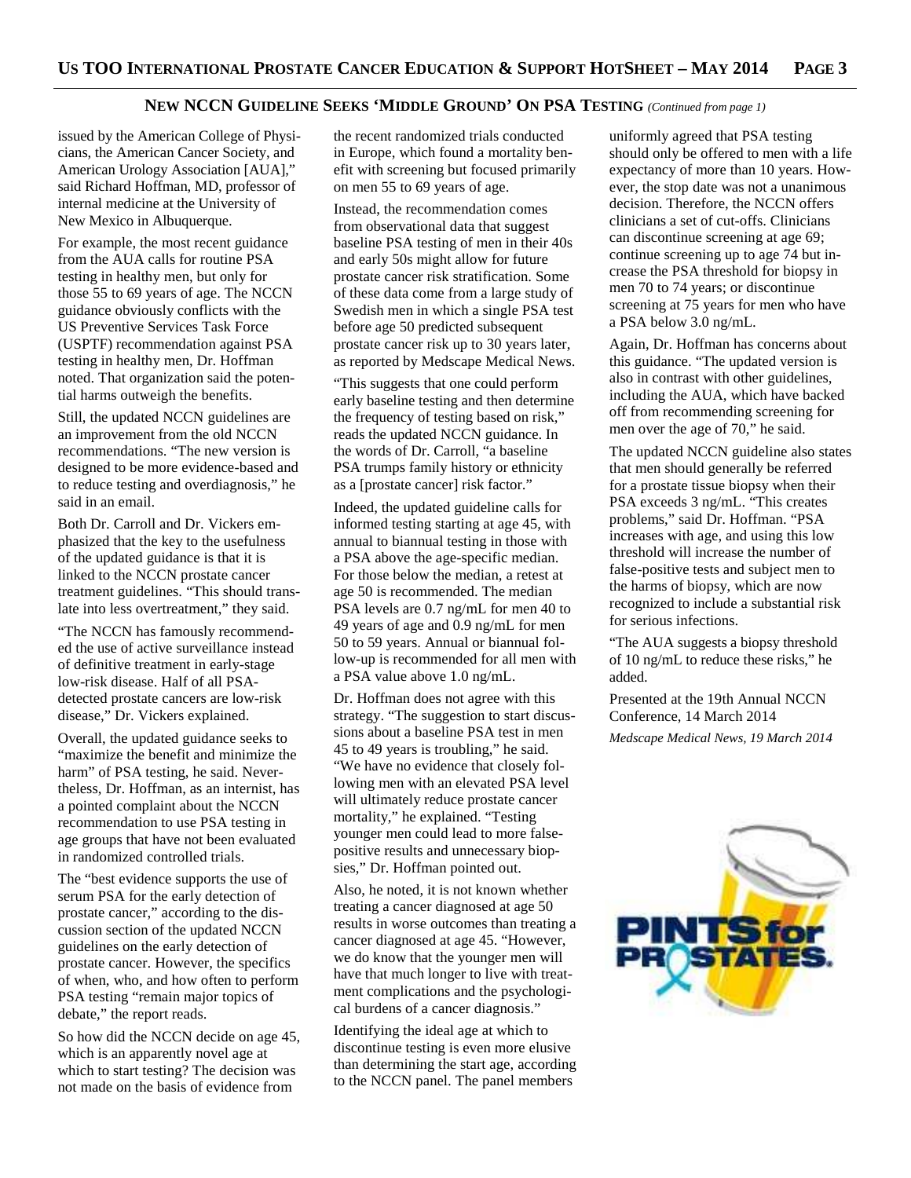## New NCCN Guideline Seeks 'Middle Ground' on PSA Testing *(Continued from page 1)*

issued by the American College of Physicians, the American Cancer Society, and American Urology Association [AUA]," said Richard Hoffman, MD, professor of internal medicine at the University of New Mexico in Albuquerque.

For example, the most recent guidance from the AUA calls for routine PSA testing in healthy men, but only for those 55 to 69 years of age. The NCCN guidance obviously conflicts with the US Preventive Services Task Force (USPTF) recommendation against PSA testing in healthy men, Dr. Hoffman noted. That organization said the potential harms outweigh the benefits.

Still, the updated NCCN guidelines are an improvement from the old NCCN recommendations. "The new version is designed to be more evidence-based and to reduce testing and overdiagnosis," he said in an email.

Both Dr. Carroll and Dr. Vickers emphasized that the key to the usefulness of the updated guidance is that it is linked to the NCCN prostate cancer treatment guidelines. "This should translate into less overtreatment," they said.

"The NCCN has famously recommended the use of active surveillance instead of definitive treatment in early-stage low-risk disease. Half of all PSA-detected prostate cancers are low-risk disease," Dr. Vickers explained.

Overall, the updated guidance seeks to "maximize the benefit and minimize the harm" of PSA testing, he said. Nevertheless, Dr. Hoffman, as an internist, has a pointed complaint about the NCCN recommendation to use PSA testing in age groups that have not been evaluated in randomized controlled trials.

The "best evidence supports the use of serum PSA for the early detection of prostate cancer," according to the discussion section of the updated NCCN guidelines on the early detection of prostate cancer. However, the specifics of when, who, and how often to perform PSA testing "remain major topics of debate," the report reads.

So how did the NCCN decide on age 45, which is an apparently novel age at which to start testing? The decision was not made on the basis of evidence from the recent randomized trials conducted in Europe, which found a mortality benefit with screening but focused primarily on men 55 to 69 years of age.

Instead, the recommendation comes from observational data that suggest baseline PSA testing of men in their 40s and early 50s might allow for future prostate cancer risk stratification. Some of these data come from a large study of Swedish men in which a single PSA test before age 50 predicted subsequent prostate cancer risk up to 30 years later, as reported by Medscape Medical News.

"This suggests that one could perform early baseline testing and then determine the frequency of testing based on risk," reads the updated NCCN guidance. In the words of Dr. Carroll, "a baseline PSA trumps family history or ethnicity as a [prostate cancer] risk factor."

Indeed, the updated guideline calls for informed testing starting at age 45, with annual to biannual testing in those with a PSA above the age-specific median. For those below the median, a retest at age 50 is recommended. The median PSA levels are 0.7 ng/mL for men 40 to 49 years of age and 0.9 ng/mL for men 50 to 59 years. Annual or biannual follow-up is recommended for all men with a PSA value above 1.0 ng/mL.

Dr. Hoffman does not agree with this strategy. "The suggestion to start discussions about a baseline PSA test in men 45 to 49 years is troubling," he said. "We have no evidence that closely following men with an elevated PSA level will ultimately reduce prostate cancer mortality," he explained. "Testing younger men could lead to more false-positive results and unnecessary biopsies," Dr. Hoffman pointed out.

Also, he noted, it is not known whether treating a cancer diagnosed at age 50 results in worse outcomes than treating a cancer diagnosed at age 45. "However, we do know that the younger men will have that much longer to live with treatment complications and the psychological burdens of a cancer diagnosis."

Identifying the ideal age at which to discontinue testing is even more elusive than determining the start age, according to the NCCN panel. The panel members uniformly agreed that PSA testing should only be offered to men with a life expectancy of more than 10 years. However, the stop date was not a unanimous decision. Therefore, the NCCN offers clinicians a set of cut-offs. Clinicians can discontinue screening at age 69; continue screening up to age 74 but increase the PSA threshold for biopsy in men 70 to 74 years; or discontinue screening at 75 years for men who have a PSA below 3.0 ng/mL.

Again, Dr. Hoffman has concerns about this guidance. "The updated version is also in contrast with other guidelines, including the AUA, which have backed off from recommending screening for men over the age of 70," he said.

The updated NCCN guideline also states that men should generally be referred for a prostate tissue biopsy when their PSA exceeds 3 ng/mL. "This creates problems," said Dr. Hoffman. "PSA increases with age, and using this low threshold will increase the number of false-positive tests and subject men to the harms of biopsy, which are now recognized to include a substantial risk for serious infections.

"The AUA suggests a biopsy threshold of 10 ng/mL to reduce these risks," he added.

Presented at the 19th Annual NCCN Conference, 14 March 2014

*Medscape Medical News, 19 March 2014*

PINTS for PROSTATES.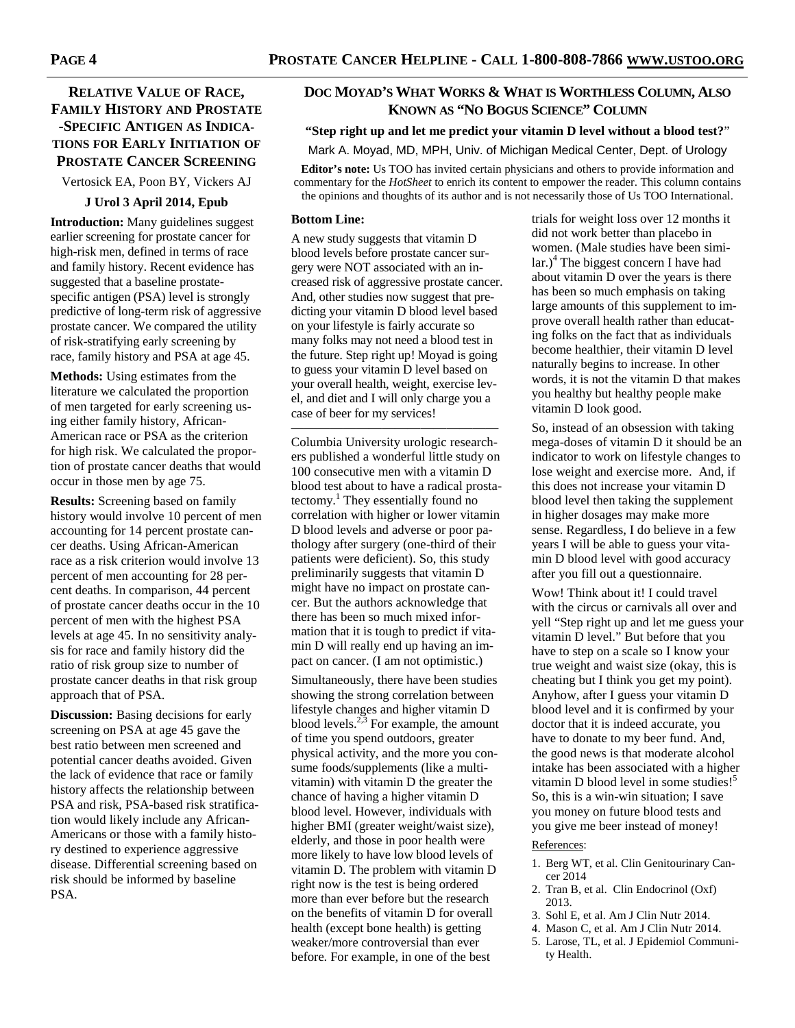## Relative Value of Race, Family History and Prostate-Specific Antigen as Indications for Early Initiation of Prostate Cancer Screening

Vertosick EA, Poon BY, Vickers AJ

**J Urol 3 April 2014, Epub**

**Introduction:** Many guidelines suggest earlier screening for prostate cancer for high-risk men, defined in terms of race and family history. Recent evidence has suggested that a baseline prostate-specific antigen (PSA) level is strongly predictive of long-term risk of aggressive prostate cancer. We compared the utility of risk-stratifying early screening by race, family history and PSA at age 45.

**Methods:** Using estimates from the literature we calculated the proportion of men targeted for early screening using either family history, African-American race or PSA as the criterion for high risk. We calculated the proportion of prostate cancer deaths that would occur in those men by age 75.

**Results:** Screening based on family history would involve 10 percent of men accounting for 14 percent prostate cancer deaths. Using African-American race as a risk criterion would involve 13 percent of men accounting for 28 percent deaths. In comparison, 44 percent of prostate cancer deaths occur in the 10 percent of men with the highest PSA levels at age 45. In no sensitivity analysis for race and family history did the ratio of risk group size to number of prostate cancer deaths in that risk group approach that of PSA.

**Discussion:** Basing decisions for early screening on PSA at age 45 gave the best ratio between men screened and potential cancer deaths avoided. Given the lack of evidence that race or family history affects the relationship between PSA and risk, PSA-based risk stratification would likely include any African-Americans or those with a family history destined to experience aggressive disease. Differential screening based on risk should be informed by baseline PSA.

## Doc Moyad's What Works & What is Worthless Column, Also Known as "No Bogus Science" Column

**"Step right up and let me predict your vitamin D level without a blood test?"**

Mark A. Moyad, MD, MPH, Univ. of Michigan Medical Center, Dept. of Urology

**Editor's note:** Us TOO has invited certain physicians and others to provide information and commentary for the *HotSheet* to enrich its content to empower the reader. This column contains the opinions and thoughts of its author and is not necessarily those of Us TOO International.

**Bottom Line:**

A new study suggests that vitamin D blood levels before prostate cancer surgery were NOT associated with an increased risk of aggressive prostate cancer. And, other studies now suggest that predicting your vitamin D blood level based on your lifestyle is fairly accurate so many folks may not need a blood test in the future. Step right up! Moyad is going to guess your vitamin D level based on your overall health, weight, exercise level, and diet and I will only charge you a case of beer for my services!

---

Columbia University urologic researchers published a wonderful little study on 100 consecutive men with a vitamin D blood test about to have a radical prostatectomy.[1] They essentially found no correlation with higher or lower vitamin D blood levels and adverse or poor pathology after surgery (one-third of their patients were deficient). So, this study preliminarily suggests that vitamin D might have no impact on prostate cancer. But the authors acknowledge that there has been so much mixed information that it is tough to predict if vitamin D will really end up having an impact on cancer. (I am not optimistic.)

Simultaneously, there have been studies showing the strong correlation between lifestyle changes and higher vitamin D blood levels.[2,3] For example, the amount of time you spend outdoors, greater physical activity, and the more you consume foods/supplements (like a multivitamin) with vitamin D the greater the chance of having a higher vitamin D blood level. However, individuals with higher BMI (greater weight/waist size), elderly, and those in poor health were more likely to have low blood levels of vitamin D. The problem with vitamin D right now is the test is being ordered more than ever before but the research on the benefits of vitamin D for overall health (except bone health) is getting weaker/more controversial than ever before. For example, in one of the best trials for weight loss over 12 months it did not work better than placebo in women. (Male studies have been similar.)[4] The biggest concern I have had about vitamin D over the years is there has been so much emphasis on taking large amounts of this supplement to improve overall health rather than educating folks on the fact that as individuals become healthier, their vitamin D level naturally begins to increase. In other words, it is not the vitamin D that makes you healthy but healthy people make vitamin D look good.

So, instead of an obsession with taking mega-doses of vitamin D it should be an indicator to work on lifestyle changes to lose weight and exercise more. And, if this does not increase your vitamin D blood level then taking the supplement in higher dosages may make more sense. Regardless, I do believe in a few years I will be able to guess your vitamin D blood level with good accuracy after you fill out a questionnaire.

Wow! Think about it! I could travel with the circus or carnivals all over and yell "Step right up and let me guess your vitamin D level." But before that you have to step on a scale so I know your true weight and waist size (okay, this is cheating but I think you get my point). Anyhow, after I guess your vitamin D blood level and it is confirmed by your doctor that it is indeed accurate, you have to donate to my beer fund. And, the good news is that moderate alcohol intake has been associated with a higher vitamin D blood level in some studies![5] So, this is a win-win situation; I save you money on future blood tests and you give me beer instead of money!

References:

1. Berg WT, et al. Clin Genitourinary Cancer 2014
2. Tran B, et al. Clin Endocrinol (Oxf) 2013.
3. Sohl E, et al. Am J Clin Nutr 2014.
4. Mason C, et al. Am J Clin Nutr 2014.
5. Larose, TL, et al. J Epidemiol Community Health.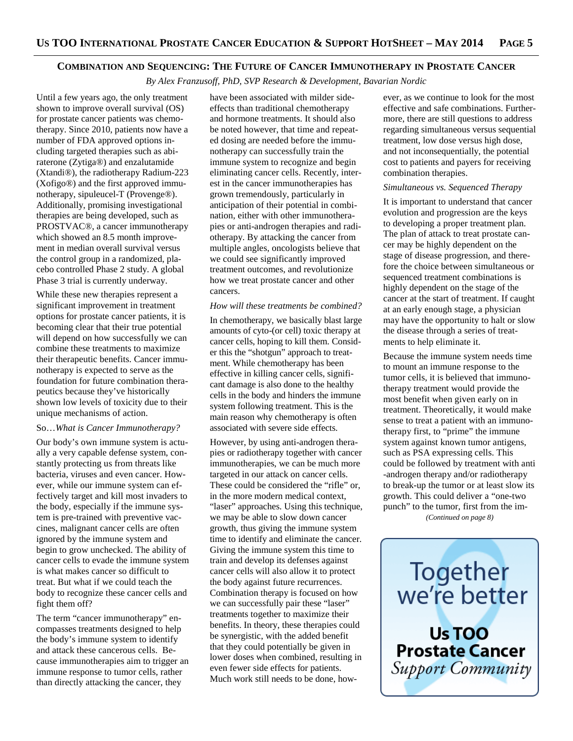## Combination and Sequencing: The Future of Cancer Immunotherapy in Prostate Cancer

*By Alex Franzusoff, PhD, SVP Research & Development, Bavarian Nordic*

Until a few years ago, the only treatment shown to improve overall survival (OS) for prostate cancer patients was chemotherapy. Since 2010, patients now have a number of FDA approved options including targeted therapies such as abiraterone (Zytiga®) and enzalutamide (Xtandi®), the radiotherapy Radium-223 (Xofigo®) and the first approved immunotherapy, sipuleucel-T (Provenge®). Additionally, promising investigational therapies are being developed, such as PROSTVAC®, a cancer immunotherapy which showed an 8.5 month improvement in median overall survival versus the control group in a randomized, placebo controlled Phase 2 study. A global Phase 3 trial is currently underway.

While these new therapies represent a significant improvement in treatment options for prostate cancer patients, it is becoming clear that their true potential will depend on how successfully we can combine these treatments to maximize their therapeutic benefits. Cancer immunotherapy is expected to serve as the foundation for future combination therapeutics because they've historically shown low levels of toxicity due to their unique mechanisms of action.

So…*What is Cancer Immunotherapy?*

Our body's own immune system is actually a very capable defense system, constantly protecting us from threats like bacteria, viruses and even cancer. However, while our immune system can effectively target and kill most invaders to the body, especially if the immune system is pre-trained with preventive vaccines, malignant cancer cells are often ignored by the immune system and begin to grow unchecked. The ability of cancer cells to evade the immune system is what makes cancer so difficult to treat. But what if we could teach the body to recognize these cancer cells and fight them off?

The term "cancer immunotherapy" encompasses treatments designed to help the body's immune system to identify and attack these cancerous cells. Because immunotherapies aim to trigger an immune response to tumor cells, rather than directly attacking the cancer, they have been associated with milder side-effects than traditional chemotherapy and hormone treatments. It should also be noted however, that time and repeated dosing are needed before the immunotherapy can successfully train the immune system to recognize and begin eliminating cancer cells. Recently, interest in the cancer immunotherapies has grown tremendously, particularly in anticipation of their potential in combination, either with other immunotherapies or anti-androgen therapies and radiotherapy. By attacking the cancer from multiple angles, oncologists believe that we could see significantly improved treatment outcomes, and revolutionize how we treat prostate cancer and other cancers.

*How will these treatments be combined?*

In chemotherapy, we basically blast large amounts of cyto-(or cell) toxic therapy at cancer cells, hoping to kill them. Consider this the "shotgun" approach to treatment. While chemotherapy has been effective in killing cancer cells, significant damage is also done to the healthy cells in the body and hinders the immune system following treatment. This is the main reason why chemotherapy is often associated with severe side effects.

However, by using anti-androgen therapies or radiotherapy together with cancer immunotherapies, we can be much more targeted in our attack on cancer cells. These could be considered the "rifle" or, in the more modern medical context, "laser" approaches. Using this technique, we may be able to slow down cancer growth, thus giving the immune system time to identify and eliminate the cancer. Giving the immune system this time to train and develop its defenses against cancer cells will also allow it to protect the body against future recurrences. Combination therapy is focused on how we can successfully pair these "laser" treatments together to maximize their benefits. In theory, these therapies could be synergistic, with the added benefit that they could potentially be given in lower doses when combined, resulting in even fewer side effects for patients. Much work still needs to be done, however, as we continue to look for the most effective and safe combinations. Furthermore, there are still questions to address regarding simultaneous versus sequential treatment, low dose versus high dose, and not inconsequentially, the potential cost to patients and payers for receiving combination therapies.

*Simultaneous vs. Sequenced Therapy*

It is important to understand that cancer evolution and progression are the keys to developing a proper treatment plan. The plan of attack to treat prostate cancer may be highly dependent on the stage of disease progression, and therefore the choice between simultaneous or sequenced treatment combinations is highly dependent on the stage of the cancer at the start of treatment. If caught at an early enough stage, a physician may have the opportunity to halt or slow the disease through a series of treatments to help eliminate it.

Because the immune system needs time to mount an immune response to the tumor cells, it is believed that immunotherapy treatment would provide the most benefit when given early on in treatment. Theoretically, it would make sense to treat a patient with an immunotherapy first, to "prime" the immune system against known tumor antigens, such as PSA expressing cells. This could be followed by treatment with anti-androgen therapy and/or radiotherapy to break-up the tumor or at least slow its growth. This could deliver a "one-two punch" to the tumor, first from the im-

*(Continued on page 8)*

Together we're better

**Us TOO Prostate Cancer** *Support Community*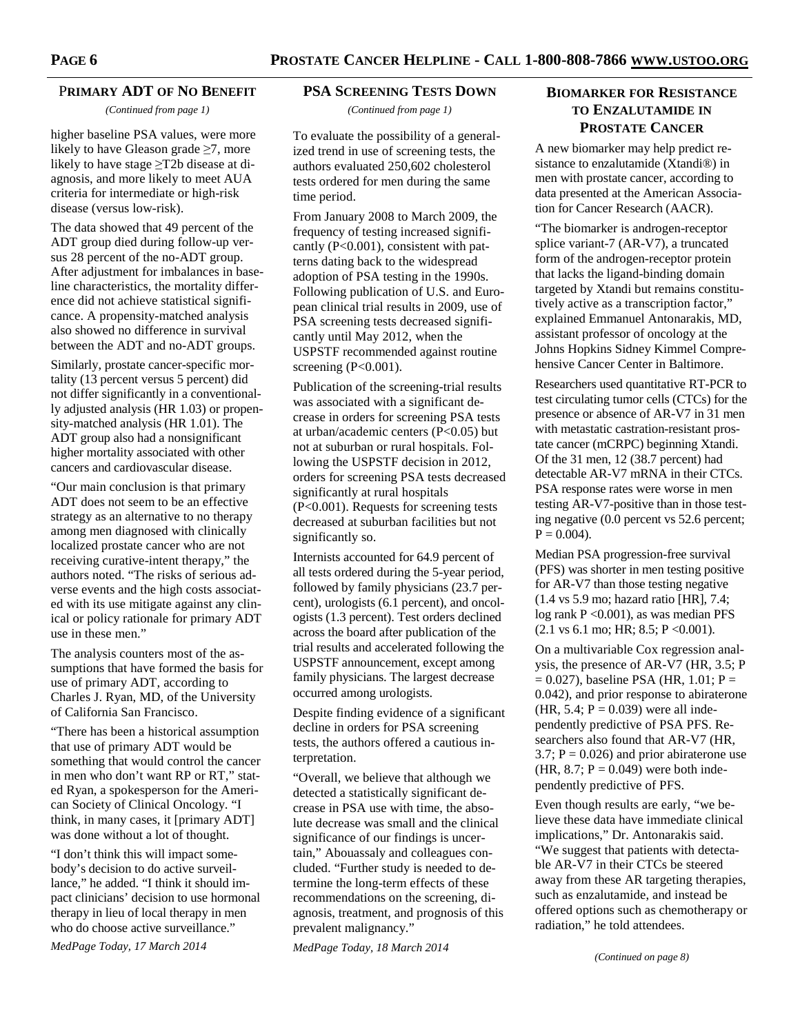## Primary ADT of No Benefit

*(Continued from page 1)*

higher baseline PSA values, were more likely to have Gleason grade ≥7, more likely to have stage ≥T2b disease at diagnosis, and more likely to meet AUA criteria for intermediate or high-risk disease (versus low-risk).

The data showed that 49 percent of the ADT group died during follow-up versus 28 percent of the no-ADT group. After adjustment for imbalances in baseline characteristics, the mortality difference did not achieve statistical significance. A propensity-matched analysis also showed no difference in survival between the ADT and no-ADT groups.

Similarly, prostate cancer-specific mortality (13 percent versus 5 percent) did not differ significantly in a conventionally adjusted analysis (HR 1.03) or propensity-matched analysis (HR 1.01). The ADT group also had a nonsignificant higher mortality associated with other cancers and cardiovascular disease.

"Our main conclusion is that primary ADT does not seem to be an effective strategy as an alternative to no therapy among men diagnosed with clinically localized prostate cancer who are not receiving curative-intent therapy," the authors noted. "The risks of serious adverse events and the high costs associated with its use mitigate against any clinical or policy rationale for primary ADT use in these men."

The analysis counters most of the assumptions that have formed the basis for use of primary ADT, according to Charles J. Ryan, MD, of the University of California San Francisco.

"There has been a historical assumption that use of primary ADT would be something that would control the cancer in men who don't want RP or RT," stated Ryan, a spokesperson for the American Society of Clinical Oncology. "I think, in many cases, it [primary ADT] was done without a lot of thought.

"I don't think this will impact somebody's decision to do active surveillance," he added. "I think it should impact clinicians' decision to use hormonal therapy in lieu of local therapy in men who do choose active surveillance."

*MedPage Today, 17 March 2014*

## PSA Screening Tests Down

*(Continued from page 1)*

To evaluate the possibility of a generalized trend in use of screening tests, the authors evaluated 250,602 cholesterol tests ordered for men during the same time period.

From January 2008 to March 2009, the frequency of testing increased significantly ($P<0.001$), consistent with patterns dating back to the widespread adoption of PSA testing in the 1990s. Following publication of U.S. and European clinical trial results in 2009, use of PSA screening tests decreased significantly until May 2012, when the USPSTF recommended against routine screening ($P<0.001$).

Publication of the screening-trial results was associated with a significant decrease in orders for screening PSA tests at urban/academic centers ($P<0.05$) but not at suburban or rural hospitals. Following the USPSTF decision in 2012, orders for screening PSA tests decreased significantly at rural hospitals ($P<0.001$). Requests for screening tests decreased at suburban facilities but not significantly so.

Internists accounted for 64.9 percent of all tests ordered during the 5-year period, followed by family physicians (23.7 percent), urologists (6.1 percent), and oncologists (1.3 percent). Test orders declined across the board after publication of the trial results and accelerated following the USPSTF announcement, except among family physicians. The largest decrease occurred among urologists.

Despite finding evidence of a significant decline in orders for PSA screening tests, the authors offered a cautious interpretation.

"Overall, we believe that although we detected a statistically significant decrease in PSA use with time, the absolute decrease was small and the clinical significance of our findings is uncertain," Abouassaly and colleagues concluded. "Further study is needed to determine the long-term effects of these recommendations on the screening, diagnosis, treatment, and prognosis of this prevalent malignancy."

*MedPage Today, 18 March 2014*

## Biomarker for Resistance to Enzalutamide in Prostate Cancer

A new biomarker may help predict resistance to enzalutamide (Xtandi®) in men with prostate cancer, according to data presented at the American Association for Cancer Research (AACR).

"The biomarker is androgen-receptor splice variant-7 (AR-V7), a truncated form of the androgen-receptor protein that lacks the ligand-binding domain targeted by Xtandi but remains constitutively active as a transcription factor," explained Emmanuel Antonarakis, MD, assistant professor of oncology at the Johns Hopkins Sidney Kimmel Comprehensive Cancer Center in Baltimore.

Researchers used quantitative RT-PCR to test circulating tumor cells (CTCs) for the presence or absence of AR-V7 in 31 men with metastatic castration-resistant prostate cancer (mCRPC) beginning Xtandi. Of the 31 men, 12 (38.7 percent) had detectable AR-V7 mRNA in their CTCs. PSA response rates were worse in men testing AR-V7-positive than in those testing negative (0.0 percent vs 52.6 percent; $P = 0.004$).

Median PSA progression-free survival (PFS) was shorter in men testing positive for AR-V7 than those testing negative (1.4 vs 5.9 mo; hazard ratio [HR], 7.4; log rank $P < 0.001$), as was median PFS (2.1 vs 6.1 mo; HR; 8.5; $P < 0.001$).

On a multivariable Cox regression analysis, the presence of AR-V7 (HR, 3.5; $P = 0.027$), baseline PSA (HR, 1.01; $P = 0.042$), and prior response to abiraterone (HR, 5.4; $P = 0.039$) were all independently predictive of PSA PFS. Researchers also found that AR-V7 (HR, 3.7; $P = 0.026$) and prior abiraterone use (HR, 8.7; $P = 0.049$) were both independently predictive of PFS.

Even though results are early, "we believe these data have immediate clinical implications," Dr. Antonarakis said. "We suggest that patients with detectable AR-V7 in their CTCs be steered away from these AR targeting therapies, such as enzalutamide, and instead be offered options such as chemotherapy or radiation," he told attendees.

*(Continued on page 8)*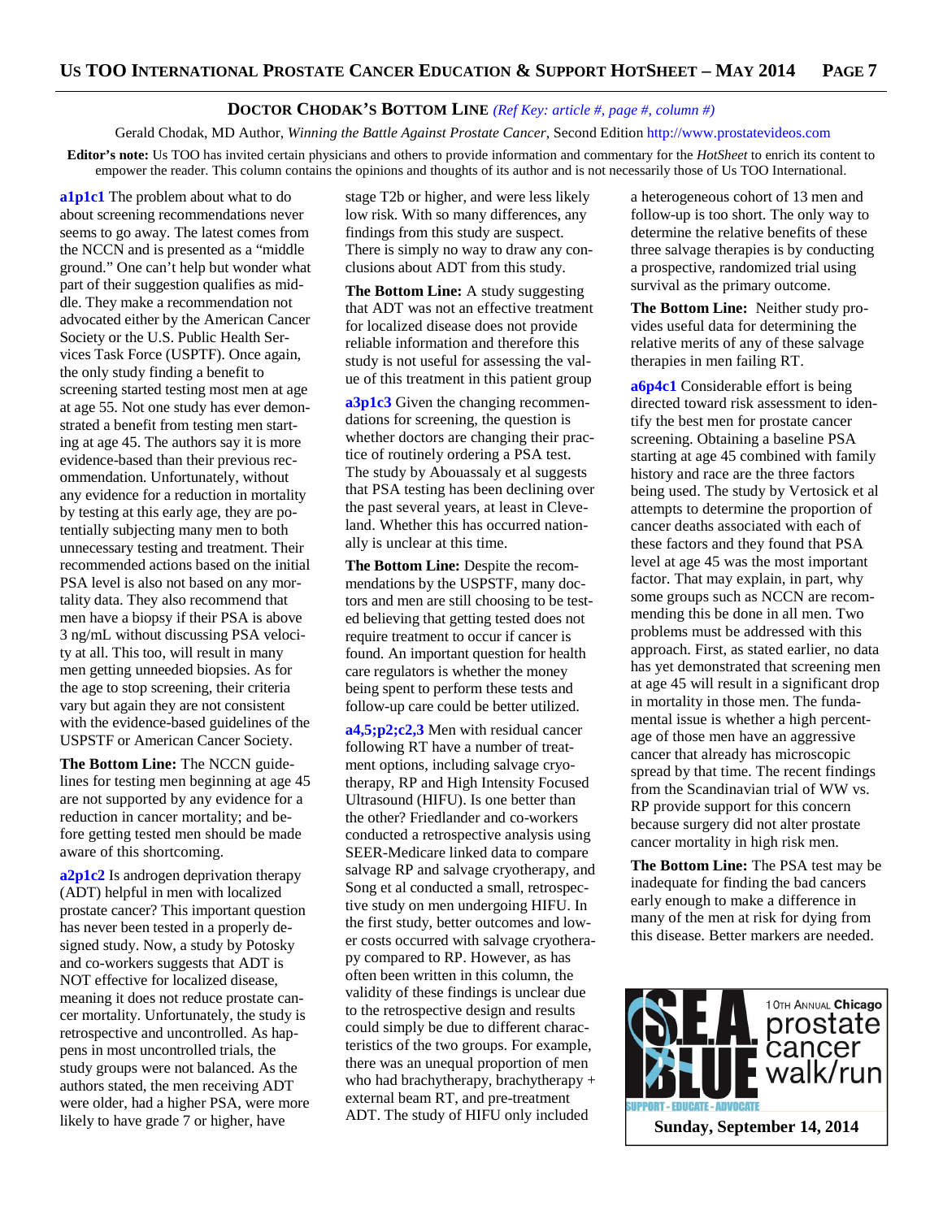## DOCTOR CHODAK'S BOTTOM LINE *(Ref Key: article #, page #, column #)*

Gerald Chodak, MD Author, *Winning the Battle Against Prostate Cancer*, Second Edition http://www.prostatevideos.com

**Editor's note:** Us TOO has invited certain physicians and others to provide information and commentary for the *HotSheet* to enrich its content to empower the reader. This column contains the opinions and thoughts of its author and is not necessarily those of Us TOO International.

**a1p1c1** The problem about what to do about screening recommendations never seems to go away. The latest comes from the NCCN and is presented as a "middle ground." One can't help but wonder what part of their suggestion qualifies as middle. They make a recommendation not advocated either by the American Cancer Society or the U.S. Public Health Services Task Force (USPTF). Once again, the only study finding a benefit to screening started testing most men at age at age 55. Not one study has ever demonstrated a benefit from testing men starting at age 45. The authors say it is more evidence-based than their previous recommendation. Unfortunately, without any evidence for a reduction in mortality by testing at this early age, they are potentially subjecting many men to both unnecessary testing and treatment. Their recommended actions based on the initial PSA level is also not based on any mortality data. They also recommend that men have a biopsy if their PSA is above 3 ng/mL without discussing PSA velocity at all. This too, will result in many men getting unneeded biopsies. As for the age to stop screening, their criteria vary but again they are not consistent with the evidence-based guidelines of the USPSTF or American Cancer Society.

**The Bottom Line:** The NCCN guidelines for testing men beginning at age 45 are not supported by any evidence for a reduction in cancer mortality; and before getting tested men should be made aware of this shortcoming.

**a2p1c2** Is androgen deprivation therapy (ADT) helpful in men with localized prostate cancer? This important question has never been tested in a properly designed study. Now, a study by Potosky and co-workers suggests that ADT is NOT effective for localized disease, meaning it does not reduce prostate cancer mortality. Unfortunately, the study is retrospective and uncontrolled. As happens in most uncontrolled trials, the study groups were not balanced. As the authors stated, the men receiving ADT were older, had a higher PSA, were more likely to have grade 7 or higher, have stage T2b or higher, and were less likely low risk. With so many differences, any findings from this study are suspect. There is simply no way to draw any conclusions about ADT from this study.

**The Bottom Line:** A study suggesting that ADT was not an effective treatment for localized disease does not provide reliable information and therefore this study is not useful for assessing the value of this treatment in this patient group

**a3p1c3** Given the changing recommendations for screening, the question is whether doctors are changing their practice of routinely ordering a PSA test. The study by Abouassaly et al suggests that PSA testing has been declining over the past several years, at least in Cleveland. Whether this has occurred nationally is unclear at this time.

**The Bottom Line:** Despite the recommendations by the USPSTF, many doctors and men are still choosing to be tested believing that getting tested does not require treatment to occur if cancer is found. An important question for health care regulators is whether the money being spent to perform these tests and follow-up care could be better utilized.

**a4,5;p2;c2,3** Men with residual cancer following RT have a number of treatment options, including salvage cryotherapy, RP and High Intensity Focused Ultrasound (HIFU). Is one better than the other? Friedlander and co-workers conducted a retrospective analysis using SEER-Medicare linked data to compare salvage RP and salvage cryotherapy, and Song et al conducted a small, retrospective study on men undergoing HIFU. In the first study, better outcomes and lower costs occurred with salvage cryotherapy compared to RP. However, as has often been written in this column, the validity of these findings is unclear due to the retrospective design and results could simply be due to different characteristics of the two groups. For example, there was an unequal proportion of men who had brachytherapy, brachytherapy + external beam RT, and pre-treatment ADT. The study of HIFU only included a heterogeneous cohort of 13 men and follow-up is too short. The only way to determine the relative benefits of these three salvage therapies is by conducting a prospective, randomized trial using survival as the primary outcome.

**The Bottom Line:** Neither study provides useful data for determining the relative merits of any of these salvage therapies in men failing RT.

**a6p4c1** Considerable effort is being directed toward risk assessment to identify the best men for prostate cancer screening. Obtaining a baseline PSA starting at age 45 combined with family history and race are the three factors being used. The study by Vertosick et al attempts to determine the proportion of cancer deaths associated with each of these factors and they found that PSA level at age 45 was the most important factor. That may explain, in part, why some groups such as NCCN are recommending this be done in all men. Two problems must be addressed with this approach. First, as stated earlier, no data has yet demonstrated that screening men at age 45 will result in a significant drop in mortality in those men. The fundamental issue is whether a high percentage of those men have an aggressive cancer that already has microscopic spread by that time. The recent findings from the Scandinavian trial of WW vs. RP provide support for this concern because surgery did not alter prostate cancer mortality in high risk men.

**The Bottom Line:** The PSA test may be inadequate for finding the bad cancers early enough to make a difference in many of the men at risk for dying from this disease. Better markers are needed.

S.E.A. BLUE — 10TH ANNUAL Chicago prostate cancer walk/run

SUPPORT - EDUCATE - ADVOCATE

**Sunday, September 14, 2014**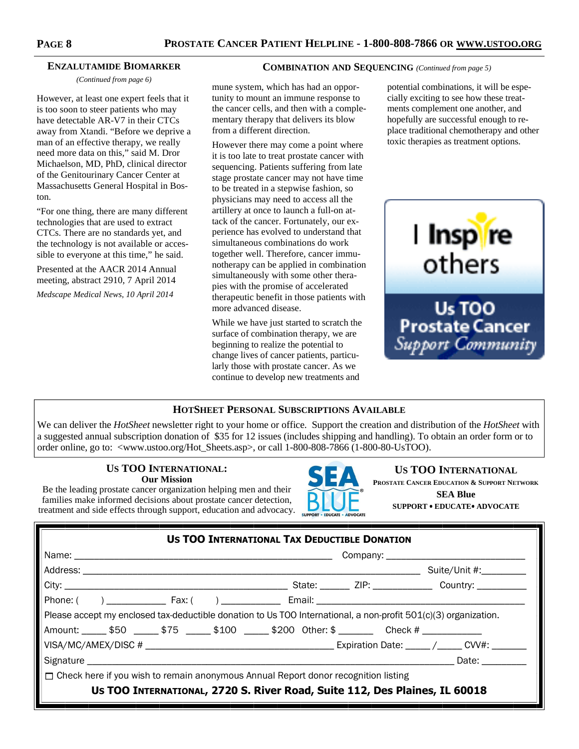## Enzalutamide Biomarker

*(Continued from page 6)*

However, at least one expert feels that it is too soon to steer patients who may have detectable AR-V7 in their CTCs away from Xtandi. "Before we deprive a man of an effective therapy, we really need more data on this," said M. Dror Michaelson, MD, PhD, clinical director of the Genitourinary Cancer Center at Massachusetts General Hospital in Boston.

"For one thing, there are many different technologies that are used to extract CTCs. There are no standards yet, and the technology is not available or accessible to everyone at this time," he said.

Presented at the AACR 2014 Annual meeting, abstract 2910, 7 April 2014

*Medscape Medical News, 10 April 2014*

## Combination and Sequencing *(Continued from page 5)*

mune system, which has had an opportunity to mount an immune response to the cancer cells, and then with a complementary therapy that delivers its blow from a different direction.

However there may come a point where it is too late to treat prostate cancer with sequencing. Patients suffering from late stage prostate cancer may not have time to be treated in a stepwise fashion, so physicians may need to access all the artillery at once to launch a full-on attack of the cancer. Fortunately, our experience has evolved to understand that simultaneous combinations do work together well. Therefore, cancer immunotherapy can be applied in combination simultaneously with some other therapies with the promise of accelerated therapeutic benefit in those patients with more advanced disease.

While we have just started to scratch the surface of combination therapy, we are beginning to realize the potential to change lives of cancer patients, particularly those with prostate cancer. As we continue to develop new treatments and potential combinations, it will be especially exciting to see how these treatments complement one another, and hopefully are successful enough to replace traditional chemotherapy and other toxic therapies as treatment options.

I Inspire others

Us TOO Prostate Cancer *Support Community*

## HotSheet Personal Subscriptions Available

We can deliver the *HotSheet* newsletter right to your home or office. Support the creation and distribution of the *HotSheet* with a suggested annual subscription donation of $35 for 12 issues (includes shipping and handling). To obtain an order form or to order online, go to: <www.ustoo.org/Hot_Sheets.asp>, or call 1-800-808-7866 (1-800-80-UsTOO).

**Us TOO International: Our Mission**

Be the leading prostate cancer organization helping men and their families make informed decisions about prostate cancer detection, treatment and side effects through support, education and advocacy.

SEA BLUE® SUPPORT • EDUCATE • ADVOCATE

**Us TOO International**

**Prostate Cancer Education & Support Network**

**SEA Blue**

**SUPPORT • EDUCATE• ADVOCATE**

## Us TOO International Tax Deductible Donation

Name: ______________________ Company: ______________________

Address: ______________________ Suite/Unit #:________

City: ______________________ State: ______ ZIP: ___________ Country: _________

Phone: ( ) ___________ Fax: ( ) ___________ Email: ______________________

Please accept my enclosed tax-deductible donation to Us TOO International, a non-profit 501(c)(3) organization.

Amount: _____ $50 _____ $75 _____ $100 _____ $200 Other: $ _______ Check # ___________

VISA/MC/AMEX/DISC # ______________________ Expiration Date: _____ /_____ CVV#: _______

Signature ______________________ Date: _________

☐ Check here if you wish to remain anonymous Annual Report donor recognition listing

**Us TOO International, 2720 S. River Road, Suite 112, Des Plaines, IL 60018**